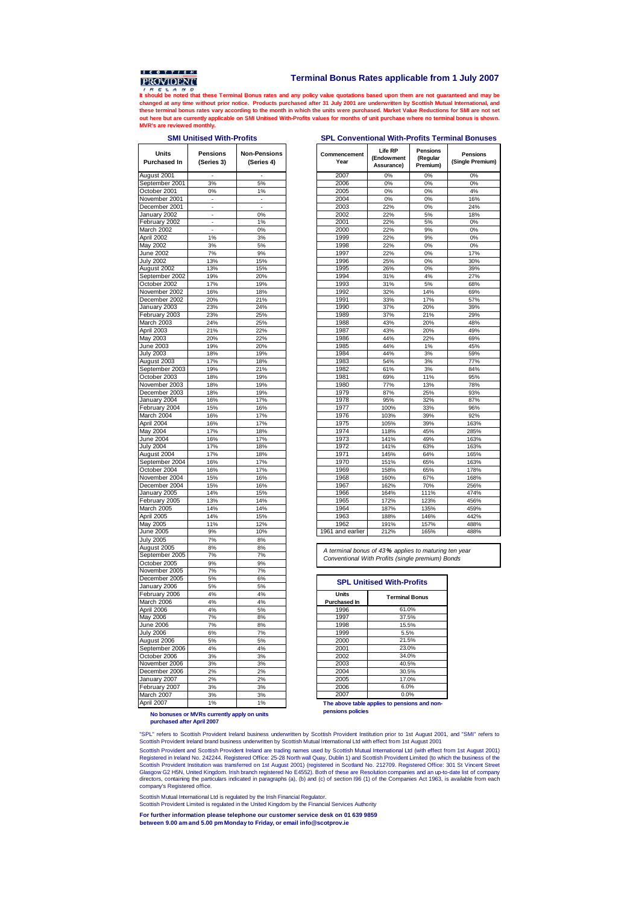SCOTTISH PROVIDENT IRELAND

# Terminal Bonus Rates applicable from 1 July 2007

**It should be noted that these Terminal Bonus rates and any policy value quotations based upon them are not guaranteed and may be changed at any time without prior notice. Products purchased after 31 July 2001 are underwritten by Scottish Mutual International, and these terminal bonus rates vary according to the month in which the units were purchased. Market Value Reductions for SMI are not set out here but are currently applicable on SMI Unitised With-Profits values for months of unit purchase where no terminal bonus is shown. MVR's are reviewed monthly.**

## SMI Unitised With-Profits

| Units Purchased In | Pensions (Series 3) | Non-Pensions (Series 4) |
|---|---|---|
| August 2001 | - | - |
| September 2001 | 3% | 5% |
| October 2001 | 0% | 1% |
| November 2001 | - | - |
| December 2001 | - | - |
| January 2002 | - | 0% |
| February 2002 | - | 1% |
| March 2002 | - | 0% |
| April 2002 | 1% | 3% |
| May 2002 | 3% | 5% |
| June 2002 | 7% | 9% |
| July 2002 | 13% | 15% |
| August 2002 | 13% | 15% |
| September 2002 | 19% | 20% |
| October 2002 | 17% | 19% |
| November 2002 | 16% | 18% |
| December 2002 | 20% | 21% |
| January 2003 | 23% | 24% |
| February 2003 | 23% | 25% |
| March 2003 | 24% | 25% |
| April 2003 | 21% | 22% |
| May 2003 | 20% | 22% |
| June 2003 | 19% | 20% |
| July 2003 | 18% | 19% |
| August 2003 | 17% | 18% |
| September 2003 | 19% | 21% |
| October 2003 | 18% | 19% |
| November 2003 | 18% | 19% |
| December 2003 | 18% | 19% |
| January 2004 | 16% | 17% |
| February 2004 | 15% | 16% |
| March 2004 | 16% | 17% |
| April 2004 | 16% | 17% |
| May 2004 | 17% | 18% |
| June 2004 | 16% | 17% |
| July 2004 | 17% | 18% |
| August 2004 | 17% | 18% |
| September 2004 | 16% | 17% |
| October 2004 | 16% | 17% |
| November 2004 | 15% | 16% |
| December 2004 | 15% | 16% |
| January 2005 | 14% | 15% |
| February 2005 | 13% | 14% |
| March 2005 | 14% | 14% |
| April 2005 | 14% | 15% |
| May 2005 | 11% | 12% |
| June 2005 | 9% | 10% |
| July 2005 | 7% | 8% |
| August 2005 | 8% | 8% |
| September 2005 | 7% | 7% |
| October 2005 | 9% | 9% |
| November 2005 | 7% | 7% |
| December 2005 | 5% | 6% |
| January 2006 | 5% | 5% |
| February 2006 | 4% | 4% |
| March 2006 | 4% | 4% |
| April 2006 | 4% | 5% |
| May 2006 | 7% | 8% |
| June 2006 | 7% | 8% |
| July 2006 | 6% | 7% |
| August 2006 | 5% | 5% |
| September 2006 | 4% | 4% |
| October 2006 | 3% | 3% |
| November 2006 | 3% | 3% |
| December 2006 | 2% | 2% |
| January 2007 | 2% | 2% |
| February 2007 | 3% | 3% |
| March 2007 | 3% | 3% |
| April 2007 | 1% | 1% |

**No bonuses or MVRs currently apply on units purchased after April 2007**

## SPL Conventional With-Profits Terminal Bonuses

| Commencement Year | Life RP (Endowment Assurance) | Pensions (Regular Premium) | Pensions (Single Premium) |
|---|---|---|---|
| 2007 | 0% | 0% | 0% |
| 2006 | 0% | 0% | 0% |
| 2005 | 0% | 0% | 4% |
| 2004 | 0% | 0% | 16% |
| 2003 | 22% | 0% | 24% |
| 2002 | 22% | 5% | 18% |
| 2001 | 22% | 5% | 0% |
| 2000 | 22% | 9% | 0% |
| 1999 | 22% | 9% | 0% |
| 1998 | 22% | 0% | 0% |
| 1997 | 22% | 0% | 17% |
| 1996 | 25% | 0% | 30% |
| 1995 | 26% | 0% | 39% |
| 1994 | 31% | 4% | 27% |
| 1993 | 31% | 5% | 68% |
| 1992 | 32% | 14% | 69% |
| 1991 | 33% | 17% | 57% |
| 1990 | 37% | 20% | 39% |
| 1989 | 37% | 21% | 29% |
| 1988 | 43% | 20% | 48% |
| 1987 | 43% | 20% | 49% |
| 1986 | 44% | 22% | 69% |
| 1985 | 44% | 1% | 45% |
| 1984 | 44% | 3% | 59% |
| 1983 | 54% | 3% | 77% |
| 1982 | 61% | 3% | 84% |
| 1981 | 69% | 11% | 95% |
| 1980 | 77% | 13% | 78% |
| 1979 | 87% | 25% | 93% |
| 1978 | 95% | 32% | 87% |
| 1977 | 100% | 33% | 96% |
| 1976 | 103% | 39% | 92% |
| 1975 | 105% | 39% | 163% |
| 1974 | 118% | 45% | 285% |
| 1973 | 141% | 49% | 163% |
| 1972 | 141% | 63% | 163% |
| 1971 | 145% | 64% | 165% |
| 1970 | 151% | 65% | 163% |
| 1969 | 158% | 65% | 178% |
| 1968 | 160% | 67% | 168% |
| 1967 | 162% | 70% | 256% |
| 1966 | 164% | 111% | 474% |
| 1965 | 172% | 123% | 456% |
| 1964 | 187% | 135% | 459% |
| 1963 | 188% | 146% | 442% |
| 1962 | 191% | 157% | 488% |
| 1961 and earlier | 212% | 165% | 488% |

*A terminal bonus of 43% applies to maturing ten year Conventional With Profits (single premium) Bonds*

## SPL Unitised With-Profits

| Units Purchased In | Terminal Bonus |
|---|---|
| 1996 | 61.0% |
| 1997 | 37.5% |
| 1998 | 15.5% |
| 1999 | 5.5% |
| 2000 | 21.5% |
| 2001 | 23.0% |
| 2002 | 34.0% |
| 2003 | 40.5% |
| 2004 | 30.5% |
| 2005 | 17.0% |
| 2006 | 6.0% |
| 2007 | 0.0% |

**The above table applies to pensions and non-pensions policies**

"SPL" refers to Scottish Provident Ireland business underwritten by Scottish Provident Institution prior to 1st August 2001, and "SMI" refers to Scottish Provident Ireland brand business underwritten by Scottish Mutual International Ltd with effect from 1st August 2001

Scottish Provident and Scottish Provident Ireland are trading names used by Scottish Mutual International Ltd (with effect from 1st August 2001) Registered in Ireland No. 242244. Registered Office: 25-28 North wall Quay, Dublin 1) and Scottish Provident Limited (to which the business of the Scottish Provident Institution was transferred on 1st August 2001) (registered in Scotland No. 212709. Registered Office: 301 St Vincent Street Glasgow G2 H5N, United Kingdom. Irish branch registered No E4552). Both of these are Resolution companies and an up-to-date list of company directors, containing the particulars indicated in paragraphs (a), (b) and (c) of section I96 (1) of the Companies Act 1963, is available from each company's Registered office.

Scottish Mutual International Ltd is regulated by the Irish Financial Regulator.
Scottish Provident Limited is regulated in the United Kingdom by the Financial Services Authority

**For further information please telephone our customer service desk on 01 639 9859 between 9.00 am and 5.00 pm Monday to Friday, or email info@scotprov.ie**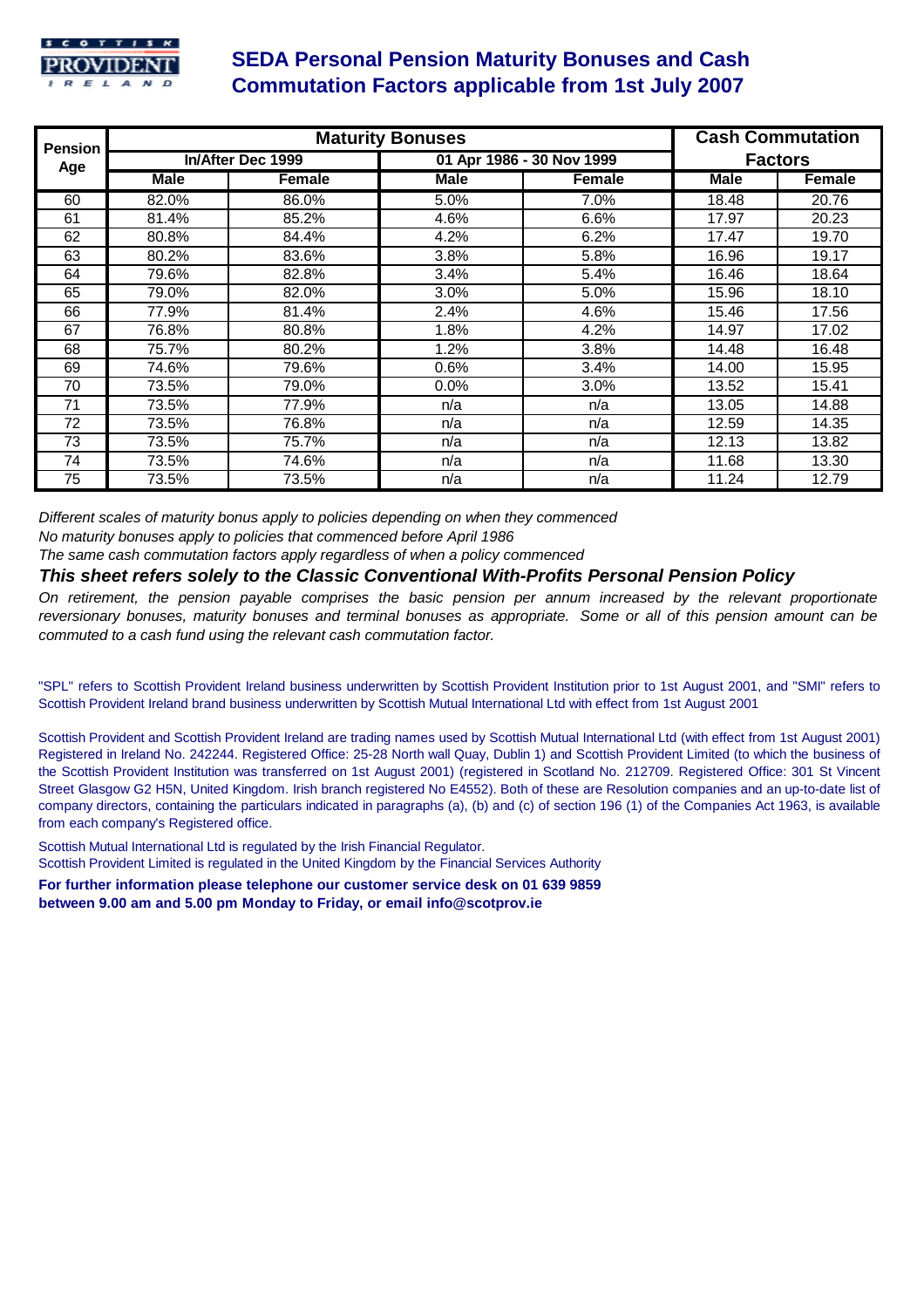# SEDA Personal Pension Maturity Bonuses and Cash Commutation Factors applicable from 1st July 2007

| Pension Age | Maturity Bonuses | | | | Cash Commutation Factors | |
|---|---|---|---|---|---|---|
| | In/After Dec 1999 | | 01 Apr 1986 - 30 Nov 1999 | | | |
| | Male | Female | Male | Female | Male | Female |
| 60 | 82.0% | 86.0% | 5.0% | 7.0% | 18.48 | 20.76 |
| 61 | 81.4% | 85.2% | 4.6% | 6.6% | 17.97 | 20.23 |
| 62 | 80.8% | 84.4% | 4.2% | 6.2% | 17.47 | 19.70 |
| 63 | 80.2% | 83.6% | 3.8% | 5.8% | 16.96 | 19.17 |
| 64 | 79.6% | 82.8% | 3.4% | 5.4% | 16.46 | 18.64 |
| 65 | 79.0% | 82.0% | 3.0% | 5.0% | 15.96 | 18.10 |
| 66 | 77.9% | 81.4% | 2.4% | 4.6% | 15.46 | 17.56 |
| 67 | 76.8% | 80.8% | 1.8% | 4.2% | 14.97 | 17.02 |
| 68 | 75.7% | 80.2% | 1.2% | 3.8% | 14.48 | 16.48 |
| 69 | 74.6% | 79.6% | 0.6% | 3.4% | 14.00 | 15.95 |
| 70 | 73.5% | 79.0% | 0.0% | 3.0% | 13.52 | 15.41 |
| 71 | 73.5% | 77.9% | n/a | n/a | 13.05 | 14.88 |
| 72 | 73.5% | 76.8% | n/a | n/a | 12.59 | 14.35 |
| 73 | 73.5% | 75.7% | n/a | n/a | 12.13 | 13.82 |
| 74 | 73.5% | 74.6% | n/a | n/a | 11.68 | 13.30 |
| 75 | 73.5% | 73.5% | n/a | n/a | 11.24 | 12.79 |

*Different scales of maturity bonus apply to policies depending on when they commenced*

*No maturity bonuses apply to policies that commenced before April 1986*

*The same cash commutation factors apply regardless of when a policy commenced*

***This sheet refers solely to the Classic Conventional With-Profits Personal Pension Policy***

*On retirement, the pension payable comprises the basic pension per annum increased by the relevant proportionate reversionary bonuses, maturity bonuses and terminal bonuses as appropriate. Some or all of this pension amount can be commuted to a cash fund using the relevant cash commutation factor.*

"SPL" refers to Scottish Provident Ireland business underwritten by Scottish Provident Institution prior to 1st August 2001, and "SMI" refers to Scottish Provident Ireland brand business underwritten by Scottish Mutual International Ltd with effect from 1st August 2001

Scottish Provident and Scottish Provident Ireland are trading names used by Scottish Mutual International Ltd (with effect from 1st August 2001) Registered in Ireland No. 242244. Registered Office: 25-28 North wall Quay, Dublin 1) and Scottish Provident Limited (to which the business of the Scottish Provident Institution was transferred on 1st August 2001) (registered in Scotland No. 212709. Registered Office: 301 St Vincent Street Glasgow G2 H5N, United Kingdom. Irish branch registered No E4552). Both of these are Resolution companies and an up-to-date list of company directors, containing the particulars indicated in paragraphs (a), (b) and (c) of section 196 (1) of the Companies Act 1963, is available from each company's Registered office.

Scottish Mutual International Ltd is regulated by the Irish Financial Regulator.
Scottish Provident Limited is regulated in the United Kingdom by the Financial Services Authority

**For further information please telephone our customer service desk on 01 639 9859 between 9.00 am and 5.00 pm Monday to Friday, or email info@scotprov.ie**